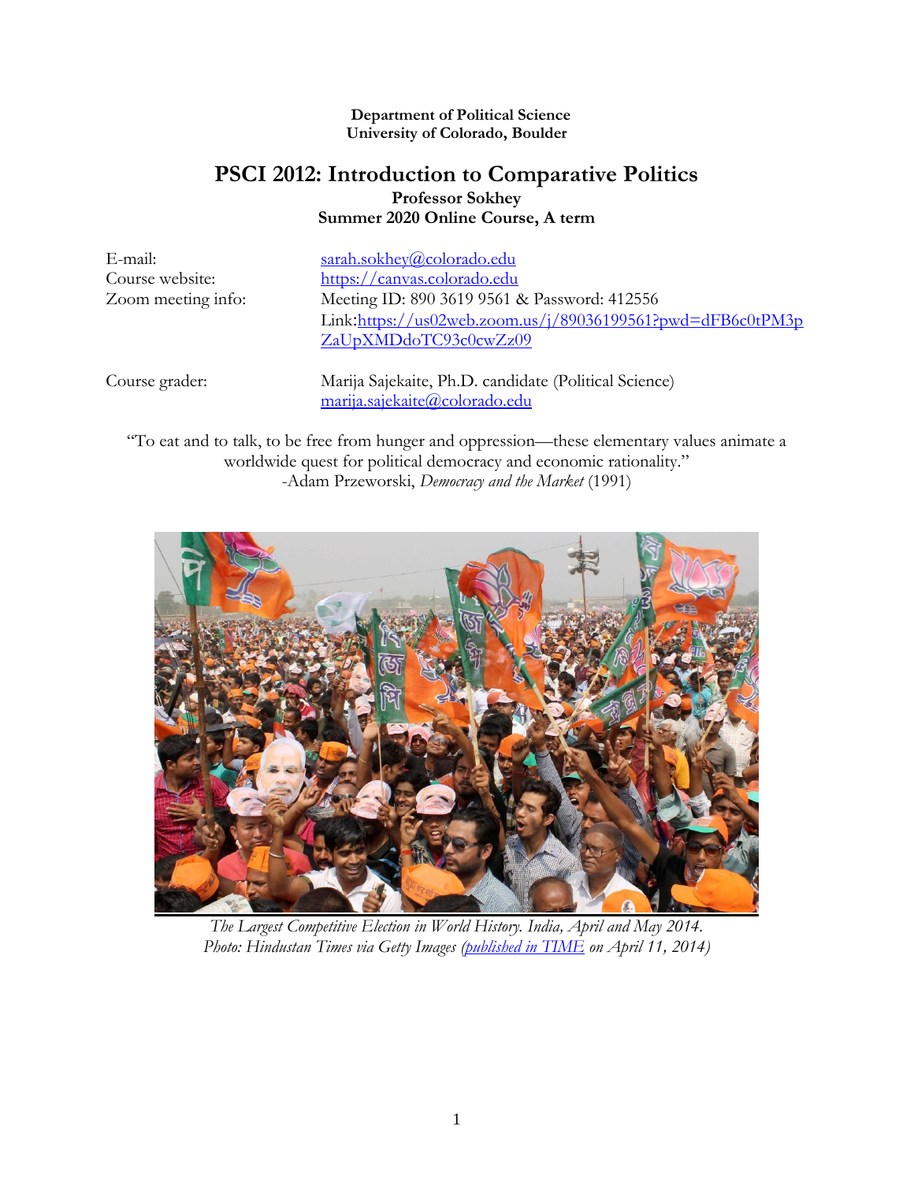**Department of Political Science**
**University of Colorado, Boulder**

# PSCI 2012: Introduction to Comparative Politics

**Professor Sokhey**
**Summer 2020 Online Course, A term**

| | |
|---|---|
| E-mail: | sarah.sokhey@colorado.edu |
| Course website: | https://canvas.colorado.edu |
| Zoom meeting info: | Meeting ID: 890 3619 9561 & Password: 412556<br>Link:https://us02web.zoom.us/j/89036199561?pwd=dFB6c0tPM3pZaUpXMDdoTC93c0cwZz09 |
| Course grader: | Marija Sajekaite, Ph.D. candidate (Political Science)<br>marija.sajekaite@colorado.edu |

"To eat and to talk, to be free from hunger and oppression—these elementary values animate a worldwide quest for political democracy and economic rationality."
-Adam Przeworski, *Democracy and the Market* (1991)

*The Largest Competitive Election in World History. India, April and May 2014.*
*Photo: Hindustan Times via Getty Images (published in TIME on April 11, 2014)*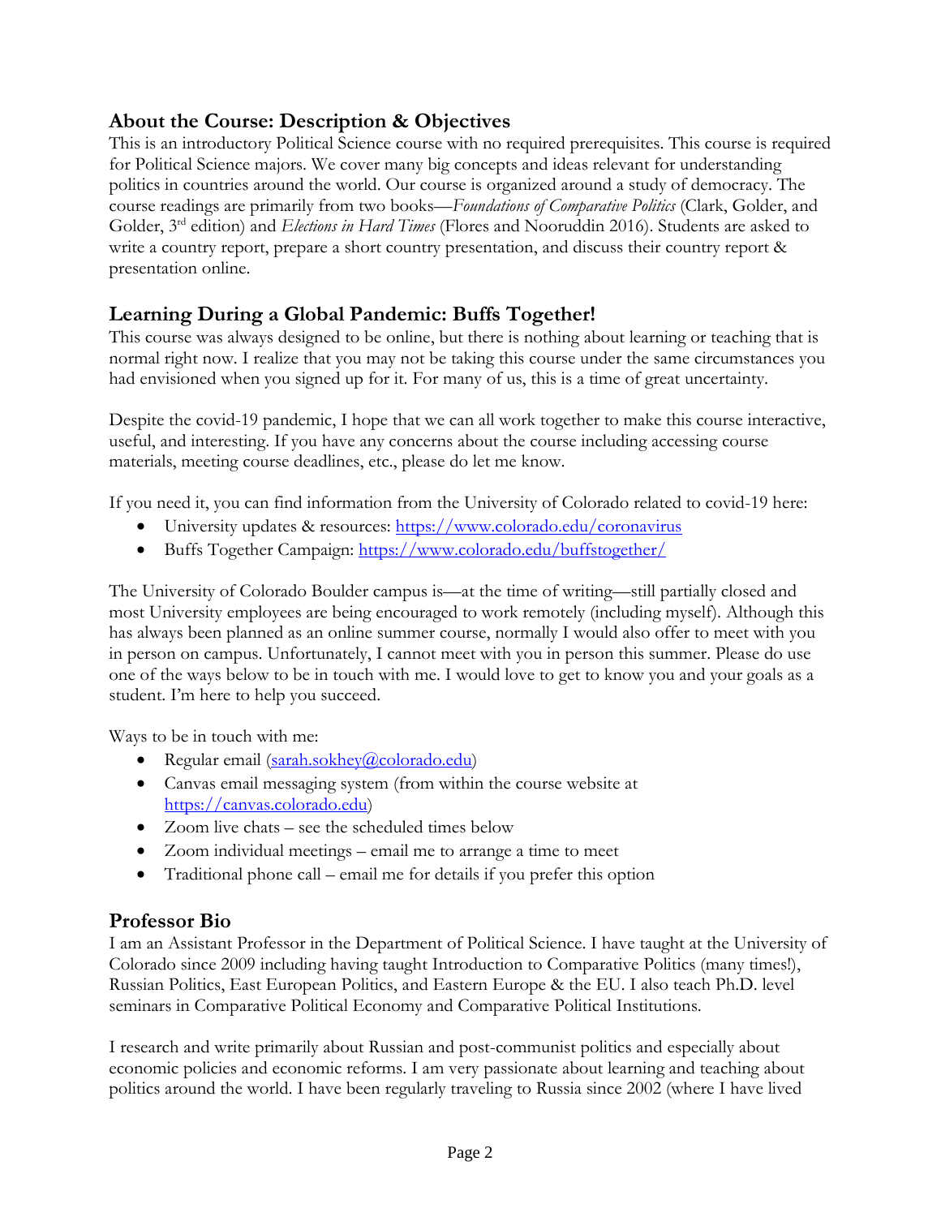## About the Course: Description & Objectives

This is an introductory Political Science course with no required prerequisites. This course is required for Political Science majors. We cover many big concepts and ideas relevant for understanding politics in countries around the world. Our course is organized around a study of democracy. The course readings are primarily from two books—*Foundations of Comparative Politics* (Clark, Golder, and Golder, 3rd edition) and *Elections in Hard Times* (Flores and Nooruddin 2016). Students are asked to write a country report, prepare a short country presentation, and discuss their country report & presentation online.

## Learning During a Global Pandemic: Buffs Together!

This course was always designed to be online, but there is nothing about learning or teaching that is normal right now. I realize that you may not be taking this course under the same circumstances you had envisioned when you signed up for it. For many of us, this is a time of great uncertainty.

Despite the covid-19 pandemic, I hope that we can all work together to make this course interactive, useful, and interesting. If you have any concerns about the course including accessing course materials, meeting course deadlines, etc., please do let me know.

If you need it, you can find information from the University of Colorado related to covid-19 here:

- University updates & resources: https://www.colorado.edu/coronavirus
- Buffs Together Campaign: https://www.colorado.edu/buffstogether/

The University of Colorado Boulder campus is—at the time of writing—still partially closed and most University employees are being encouraged to work remotely (including myself). Although this has always been planned as an online summer course, normally I would also offer to meet with you in person on campus. Unfortunately, I cannot meet with you in person this summer. Please do use one of the ways below to be in touch with me. I would love to get to know you and your goals as a student. I'm here to help you succeed.

Ways to be in touch with me:

- Regular email (sarah.sokhey@colorado.edu)
- Canvas email messaging system (from within the course website at https://canvas.colorado.edu)
- Zoom live chats – see the scheduled times below
- Zoom individual meetings – email me to arrange a time to meet
- Traditional phone call – email me for details if you prefer this option

## Professor Bio

I am an Assistant Professor in the Department of Political Science. I have taught at the University of Colorado since 2009 including having taught Introduction to Comparative Politics (many times!), Russian Politics, East European Politics, and Eastern Europe & the EU. I also teach Ph.D. level seminars in Comparative Political Economy and Comparative Political Institutions.

I research and write primarily about Russian and post-communist politics and especially about economic policies and economic reforms. I am very passionate about learning and teaching about politics around the world. I have been regularly traveling to Russia since 2002 (where I have lived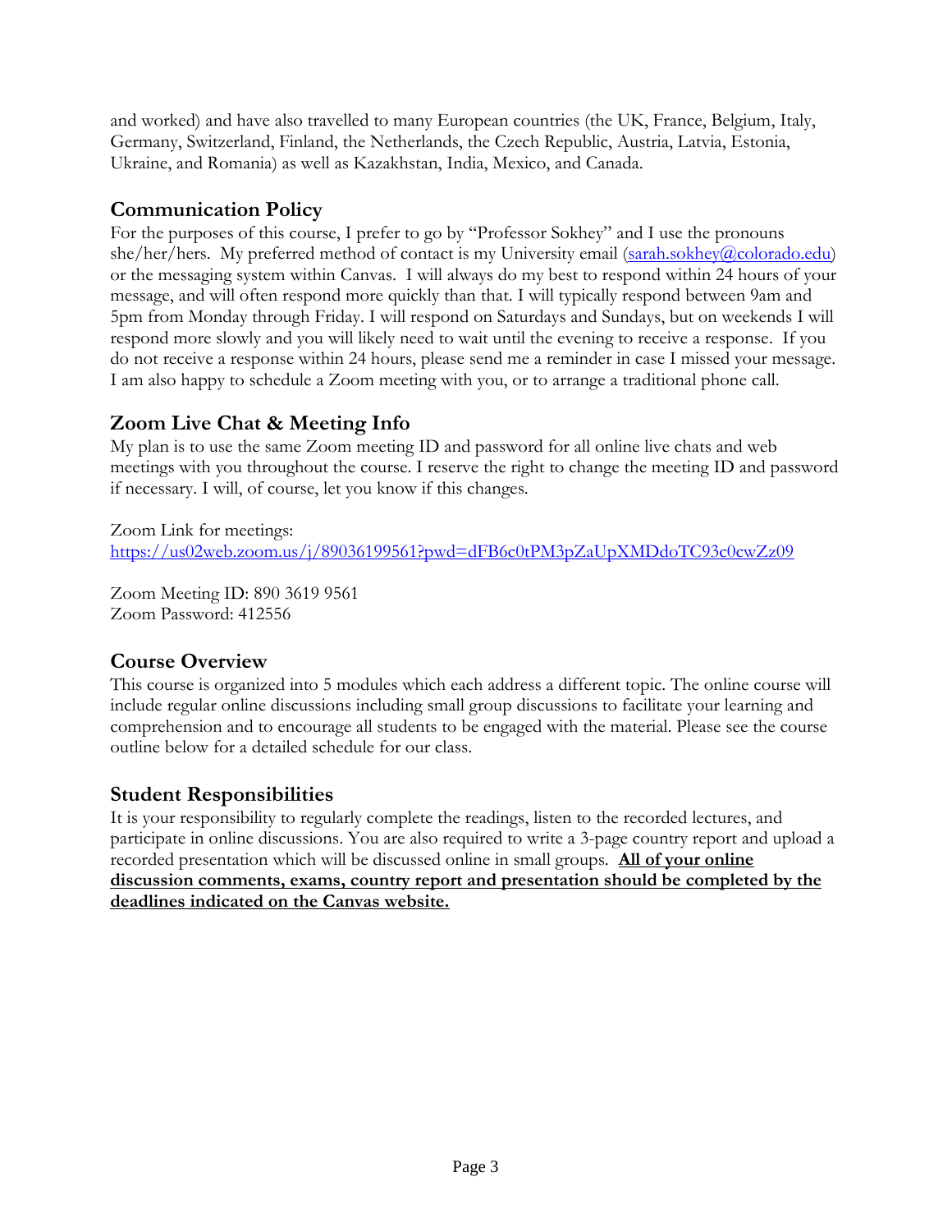and worked) and have also travelled to many European countries (the UK, France, Belgium, Italy, Germany, Switzerland, Finland, the Netherlands, the Czech Republic, Austria, Latvia, Estonia, Ukraine, and Romania) as well as Kazakhstan, India, Mexico, and Canada.

## Communication Policy

For the purposes of this course, I prefer to go by "Professor Sokhey" and I use the pronouns she/her/hers. My preferred method of contact is my University email (sarah.sokhey@colorado.edu) or the messaging system within Canvas. I will always do my best to respond within 24 hours of your message, and will often respond more quickly than that. I will typically respond between 9am and 5pm from Monday through Friday. I will respond on Saturdays and Sundays, but on weekends I will respond more slowly and you will likely need to wait until the evening to receive a response. If you do not receive a response within 24 hours, please send me a reminder in case I missed your message. I am also happy to schedule a Zoom meeting with you, or to arrange a traditional phone call.

## Zoom Live Chat & Meeting Info

My plan is to use the same Zoom meeting ID and password for all online live chats and web meetings with you throughout the course. I reserve the right to change the meeting ID and password if necessary. I will, of course, let you know if this changes.

Zoom Link for meetings:
https://us02web.zoom.us/j/89036199561?pwd=dFB6c0tPM3pZaUpXMDdoTC93c0cwZz09

Zoom Meeting ID: 890 3619 9561
Zoom Password: 412556

## Course Overview

This course is organized into 5 modules which each address a different topic. The online course will include regular online discussions including small group discussions to facilitate your learning and comprehension and to encourage all students to be engaged with the material. Please see the course outline below for a detailed schedule for our class.

## Student Responsibilities

It is your responsibility to regularly complete the readings, listen to the recorded lectures, and participate in online discussions. You are also required to write a 3-page country report and upload a recorded presentation which will be discussed online in small groups. **All of your online discussion comments, exams, country report and presentation should be completed by the deadlines indicated on the Canvas website.**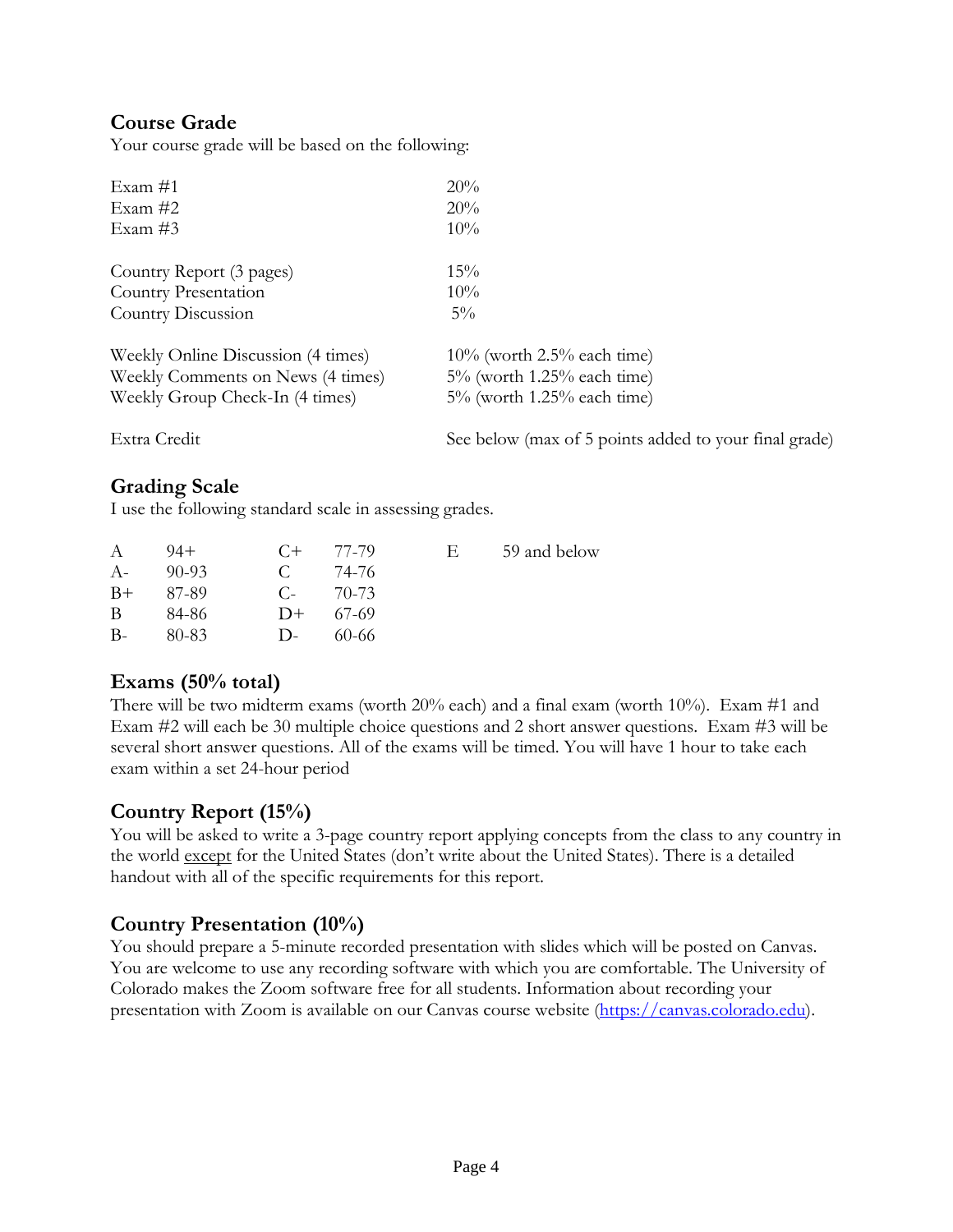## Course Grade

Your course grade will be based on the following:

| | |
|---|---|
| Exam #1 | 20% |
| Exam #2 | 20% |
| Exam #3 | 10% |
| | |
| Country Report (3 pages) | 15% |
| Country Presentation | 10% |
| Country Discussion | 5% |
| | |
| Weekly Online Discussion (4 times) | 10% (worth 2.5% each time) |
| Weekly Comments on News (4 times) | 5% (worth 1.25% each time) |
| Weekly Group Check-In (4 times) | 5% (worth 1.25% each time) |
| | |
| Extra Credit | See below (max of 5 points added to your final grade) |

## Grading Scale

I use the following standard scale in assessing grades.

| | | | | | |
|---|---|---|---|---|---|
| A | 94+ | C+ | 77-79 | E | 59 and below |
| A- | 90-93 | C | 74-76 | | |
| B+ | 87-89 | C- | 70-73 | | |
| B | 84-86 | D+ | 67-69 | | |
| B- | 80-83 | D- | 60-66 | | |

## Exams (50% total)

There will be two midterm exams (worth 20% each) and a final exam (worth 10%). Exam #1 and Exam #2 will each be 30 multiple choice questions and 2 short answer questions. Exam #3 will be several short answer questions. All of the exams will be timed. You will have 1 hour to take each exam within a set 24-hour period

## Country Report (15%)

You will be asked to write a 3-page country report applying concepts from the class to any country in the world <u>except</u> for the United States (don't write about the United States). There is a detailed handout with all of the specific requirements for this report.

## Country Presentation (10%)

You should prepare a 5-minute recorded presentation with slides which will be posted on Canvas. You are welcome to use any recording software with which you are comfortable. The University of Colorado makes the Zoom software free for all students. Information about recording your presentation with Zoom is available on our Canvas course website ([https://canvas.colorado.edu](https://canvas.colorado.edu)).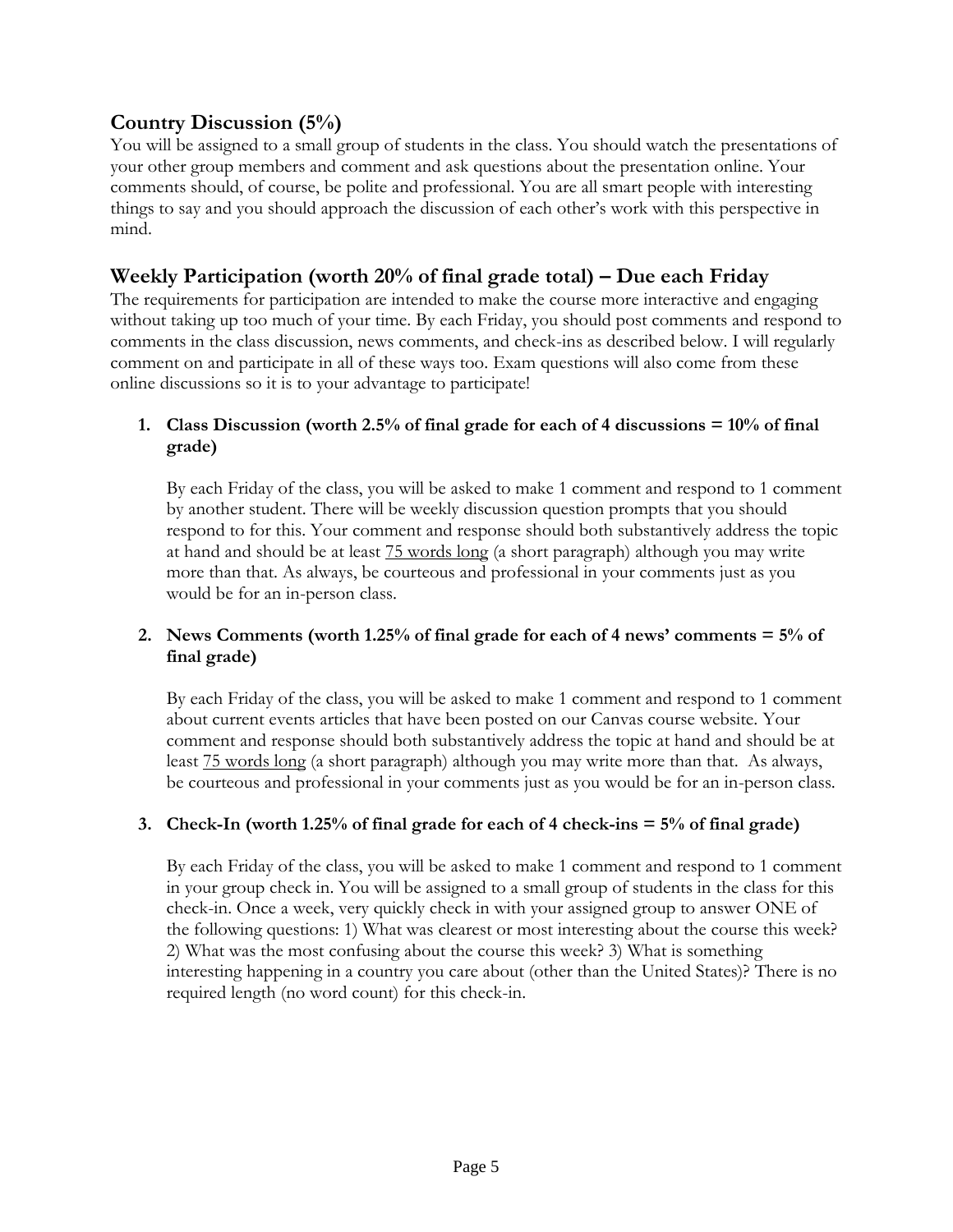## Country Discussion (5%)

You will be assigned to a small group of students in the class. You should watch the presentations of your other group members and comment and ask questions about the presentation online. Your comments should, of course, be polite and professional. You are all smart people with interesting things to say and you should approach the discussion of each other's work with this perspective in mind.

## Weekly Participation (worth 20% of final grade total) – Due each Friday

The requirements for participation are intended to make the course more interactive and engaging without taking up too much of your time. By each Friday, you should post comments and respond to comments in the class discussion, news comments, and check-ins as described below. I will regularly comment on and participate in all of these ways too. Exam questions will also come from these online discussions so it is to your advantage to participate!

1. **Class Discussion (worth 2.5% of final grade for each of 4 discussions = 10% of final grade)**

   By each Friday of the class, you will be asked to make 1 comment and respond to 1 comment by another student. There will be weekly discussion question prompts that you should respond to for this. Your comment and response should both substantively address the topic at hand and should be at least <u>75 words long</u> (a short paragraph) although you may write more than that. As always, be courteous and professional in your comments just as you would be for an in-person class.

2. **News Comments (worth 1.25% of final grade for each of 4 news' comments = 5% of final grade)**

   By each Friday of the class, you will be asked to make 1 comment and respond to 1 comment about current events articles that have been posted on our Canvas course website. Your comment and response should both substantively address the topic at hand and should be at least <u>75 words long</u> (a short paragraph) although you may write more than that. As always, be courteous and professional in your comments just as you would be for an in-person class.

3. **Check-In (worth 1.25% of final grade for each of 4 check-ins = 5% of final grade)**

   By each Friday of the class, you will be asked to make 1 comment and respond to 1 comment in your group check in. You will be assigned to a small group of students in the class for this check-in. Once a week, very quickly check in with your assigned group to answer ONE of the following questions: 1) What was clearest or most interesting about the course this week? 2) What was the most confusing about the course this week? 3) What is something interesting happening in a country you care about (other than the United States)? There is no required length (no word count) for this check-in.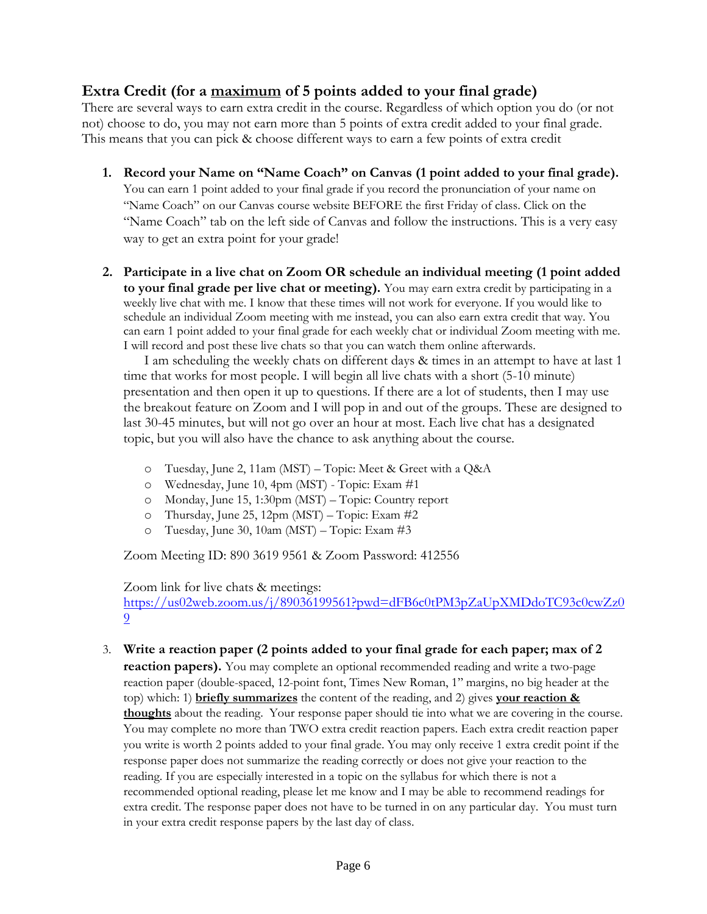## Extra Credit (for a <u>maximum</u> of 5 points added to your final grade)

There are several ways to earn extra credit in the course. Regardless of which option you do (or not not) choose to do, you may not earn more than 5 points of extra credit added to your final grade. This means that you can pick & choose different ways to earn a few points of extra credit

1. **Record your Name on "Name Coach" on Canvas (1 point added to your final grade).** You can earn 1 point added to your final grade if you record the pronunciation of your name on "Name Coach" on our Canvas course website BEFORE the first Friday of class. Click on the "Name Coach" tab on the left side of Canvas and follow the instructions. This is a very easy way to get an extra point for your grade!

2. **Participate in a live chat on Zoom OR schedule an individual meeting (1 point added to your final grade per live chat or meeting).** You may earn extra credit by participating in a weekly live chat with me. I know that these times will not work for everyone. If you would like to schedule an individual Zoom meeting with me instead, you can also earn extra credit that way. You can earn 1 point added to your final grade for each weekly chat or individual Zoom meeting with me. I will record and post these live chats so that you can watch them online afterwards.

   I am scheduling the weekly chats on different days & times in an attempt to have at last 1 time that works for most people. I will begin all live chats with a short (5-10 minute) presentation and then open it up to questions. If there are a lot of students, then I may use the breakout feature on Zoom and I will pop in and out of the groups. These are designed to last 30-45 minutes, but will not go over an hour at most. Each live chat has a designated topic, but you will also have the chance to ask anything about the course.

   - Tuesday, June 2, 11am (MST) – Topic: Meet & Greet with a Q&A
   - Wednesday, June 10, 4pm (MST) - Topic: Exam #1
   - Monday, June 15, 1:30pm (MST) – Topic: Country report
   - Thursday, June 25, 12pm (MST) – Topic: Exam #2
   - Tuesday, June 30, 10am (MST) – Topic: Exam #3

   Zoom Meeting ID: 890 3619 9561 & Zoom Password: 412556

   Zoom link for live chats & meetings:
   https://us02web.zoom.us/j/89036199561?pwd=dFB6c0tPM3pZaUpXMDdoTC93c0cwZz09

3. **Write a reaction paper (2 points added to your final grade for each paper; max of 2 reaction papers).** You may complete an optional recommended reading and write a two-page reaction paper (double-spaced, 12-point font, Times New Roman, 1" margins, no big header at the top) which: 1) **<u>briefly summarizes</u>** the content of the reading, and 2) gives **<u>your reaction & thoughts</u>** about the reading. Your response paper should tie into what we are covering in the course. You may complete no more than TWO extra credit reaction papers. Each extra credit reaction paper you write is worth 2 points added to your final grade. You may only receive 1 extra credit point if the response paper does not summarize the reading correctly or does not give your reaction to the reading. If you are especially interested in a topic on the syllabus for which there is not a recommended optional reading, please let me know and I may be able to recommend readings for extra credit. The response paper does not have to be turned in on any particular day. You must turn in your extra credit response papers by the last day of class.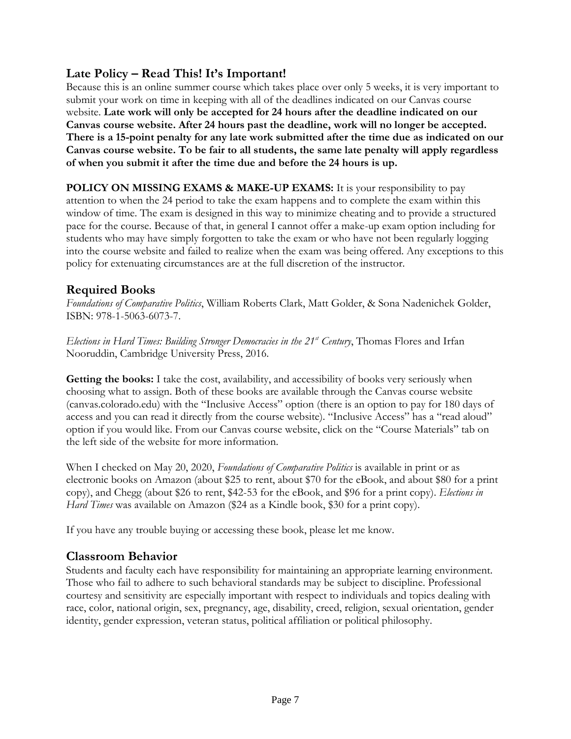## Late Policy – Read This! It's Important!

Because this is an online summer course which takes place over only 5 weeks, it is very important to submit your work on time in keeping with all of the deadlines indicated on our Canvas course website. **Late work will only be accepted for 24 hours after the deadline indicated on our Canvas course website. After 24 hours past the deadline, work will no longer be accepted. There is a 15-point penalty for any late work submitted after the time due as indicated on our Canvas course website. To be fair to all students, the same late penalty will apply regardless of when you submit it after the time due and before the 24 hours is up.**

**POLICY ON MISSING EXAMS & MAKE-UP EXAMS:** It is your responsibility to pay attention to when the 24 period to take the exam happens and to complete the exam within this window of time. The exam is designed in this way to minimize cheating and to provide a structured pace for the course. Because of that, in general I cannot offer a make-up exam option including for students who may have simply forgotten to take the exam or who have not been regularly logging into the course website and failed to realize when the exam was being offered. Any exceptions to this policy for extenuating circumstances are at the full discretion of the instructor.

## Required Books

*Foundations of Comparative Politics*, William Roberts Clark, Matt Golder, & Sona Nadenichek Golder, ISBN: 978-1-5063-6073-7.

*Elections in Hard Times: Building Stronger Democracies in the 21st Century*, Thomas Flores and Irfan Nooruddin, Cambridge University Press, 2016.

**Getting the books:** I take the cost, availability, and accessibility of books very seriously when choosing what to assign. Both of these books are available through the Canvas course website (canvas.colorado.edu) with the "Inclusive Access" option (there is an option to pay for 180 days of access and you can read it directly from the course website). "Inclusive Access" has a "read aloud" option if you would like. From our Canvas course website, click on the "Course Materials" tab on the left side of the website for more information.

When I checked on May 20, 2020, *Foundations of Comparative Politics* is available in print or as electronic books on Amazon (about $25 to rent, about $70 for the eBook, and about $80 for a print copy), and Chegg (about $26 to rent, $42-53 for the eBook, and $96 for a print copy). *Elections in Hard Times* was available on Amazon ($24 as a Kindle book, $30 for a print copy).

If you have any trouble buying or accessing these book, please let me know.

## Classroom Behavior

Students and faculty each have responsibility for maintaining an appropriate learning environment. Those who fail to adhere to such behavioral standards may be subject to discipline. Professional courtesy and sensitivity are especially important with respect to individuals and topics dealing with race, color, national origin, sex, pregnancy, age, disability, creed, religion, sexual orientation, gender identity, gender expression, veteran status, political affiliation or political philosophy.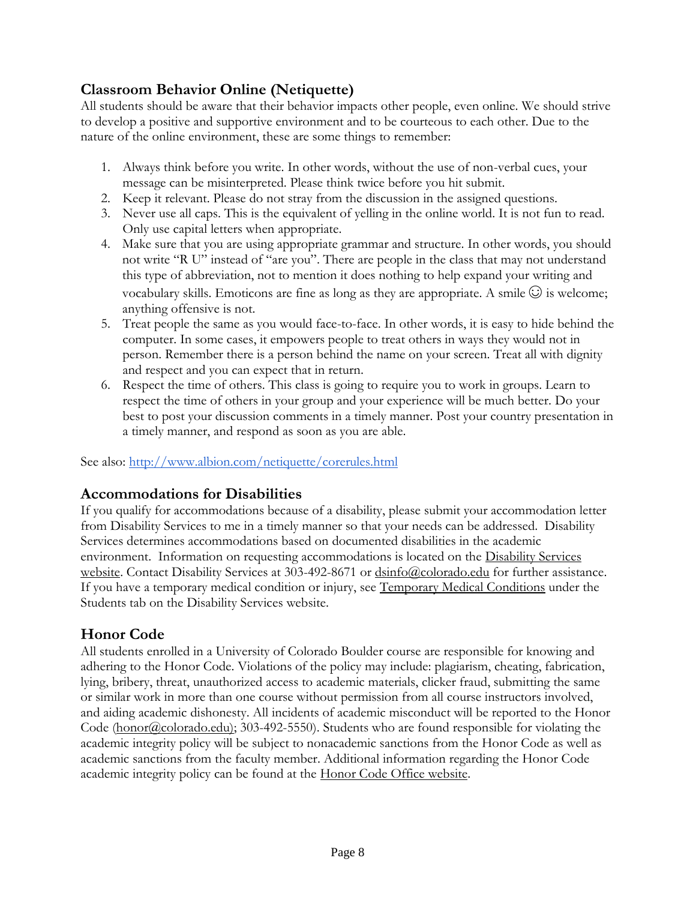## Classroom Behavior Online (Netiquette)

All students should be aware that their behavior impacts other people, even online. We should strive to develop a positive and supportive environment and to be courteous to each other. Due to the nature of the online environment, these are some things to remember:

1. Always think before you write. In other words, without the use of non-verbal cues, your message can be misinterpreted. Please think twice before you hit submit.
2. Keep it relevant. Please do not stray from the discussion in the assigned questions.
3. Never use all caps. This is the equivalent of yelling in the online world. It is not fun to read. Only use capital letters when appropriate.
4. Make sure that you are using appropriate grammar and structure. In other words, you should not write "R U" instead of "are you". There are people in the class that may not understand this type of abbreviation, not to mention it does nothing to help expand your writing and vocabulary skills. Emoticons are fine as long as they are appropriate. A smile ☺ is welcome; anything offensive is not.
5. Treat people the same as you would face-to-face. In other words, it is easy to hide behind the computer. In some cases, it empowers people to treat others in ways they would not in person. Remember there is a person behind the name on your screen. Treat all with dignity and respect and you can expect that in return.
6. Respect the time of others. This class is going to require you to work in groups. Learn to respect the time of others in your group and your experience will be much better. Do your best to post your discussion comments in a timely manner. Post your country presentation in a timely manner, and respond as soon as you are able.

See also: http://www.albion.com/netiquette/corerules.html

## Accommodations for Disabilities

If you qualify for accommodations because of a disability, please submit your accommodation letter from Disability Services to me in a timely manner so that your needs can be addressed. Disability Services determines accommodations based on documented disabilities in the academic environment. Information on requesting accommodations is located on the Disability Services website. Contact Disability Services at 303-492-8671 or dsinfo@colorado.edu for further assistance. If you have a temporary medical condition or injury, see Temporary Medical Conditions under the Students tab on the Disability Services website.

## Honor Code

All students enrolled in a University of Colorado Boulder course are responsible for knowing and adhering to the Honor Code. Violations of the policy may include: plagiarism, cheating, fabrication, lying, bribery, threat, unauthorized access to academic materials, clicker fraud, submitting the same or similar work in more than one course without permission from all course instructors involved, and aiding academic dishonesty. All incidents of academic misconduct will be reported to the Honor Code (honor@colorado.edu); 303-492-5550). Students who are found responsible for violating the academic integrity policy will be subject to nonacademic sanctions from the Honor Code as well as academic sanctions from the faculty member. Additional information regarding the Honor Code academic integrity policy can be found at the Honor Code Office website.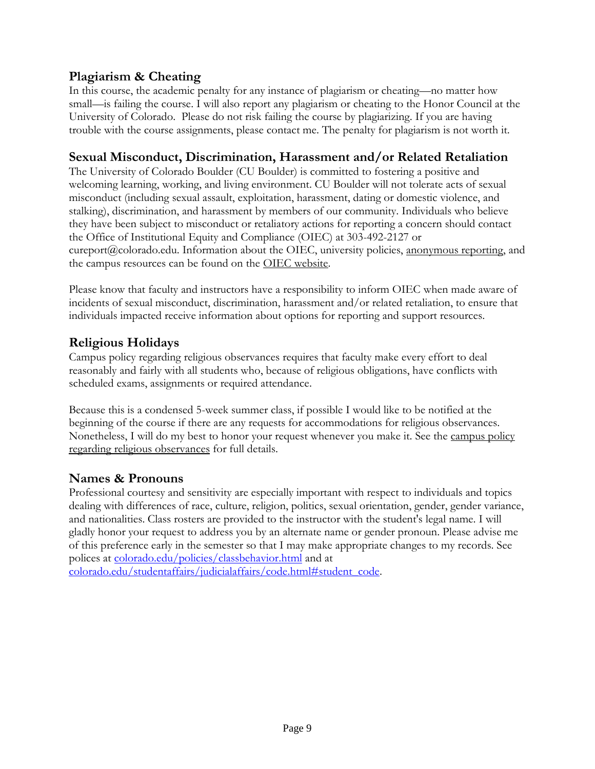## Plagiarism & Cheating

In this course, the academic penalty for any instance of plagiarism or cheating—no matter how small—is failing the course. I will also report any plagiarism or cheating to the Honor Council at the University of Colorado. Please do not risk failing the course by plagiarizing. If you are having trouble with the course assignments, please contact me. The penalty for plagiarism is not worth it.

## Sexual Misconduct, Discrimination, Harassment and/or Related Retaliation

The University of Colorado Boulder (CU Boulder) is committed to fostering a positive and welcoming learning, working, and living environment. CU Boulder will not tolerate acts of sexual misconduct (including sexual assault, exploitation, harassment, dating or domestic violence, and stalking), discrimination, and harassment by members of our community. Individuals who believe they have been subject to misconduct or retaliatory actions for reporting a concern should contact the Office of Institutional Equity and Compliance (OIEC) at 303-492-2127 or cureport@colorado.edu. Information about the OIEC, university policies, anonymous reporting, and the campus resources can be found on the OIEC website.

Please know that faculty and instructors have a responsibility to inform OIEC when made aware of incidents of sexual misconduct, discrimination, harassment and/or related retaliation, to ensure that individuals impacted receive information about options for reporting and support resources.

## Religious Holidays

Campus policy regarding religious observances requires that faculty make every effort to deal reasonably and fairly with all students who, because of religious obligations, have conflicts with scheduled exams, assignments or required attendance.

Because this is a condensed 5-week summer class, if possible I would like to be notified at the beginning of the course if there are any requests for accommodations for religious observances. Nonetheless, I will do my best to honor your request whenever you make it. See the campus policy regarding religious observances for full details.

## Names & Pronouns

Professional courtesy and sensitivity are especially important with respect to individuals and topics dealing with differences of race, culture, religion, politics, sexual orientation, gender, gender variance, and nationalities. Class rosters are provided to the instructor with the student's legal name. I will gladly honor your request to address you by an alternate name or gender pronoun. Please advise me of this preference early in the semester so that I may make appropriate changes to my records. See polices at colorado.edu/policies/classbehavior.html and at colorado.edu/studentaffairs/judicialaffairs/code.html#student_code.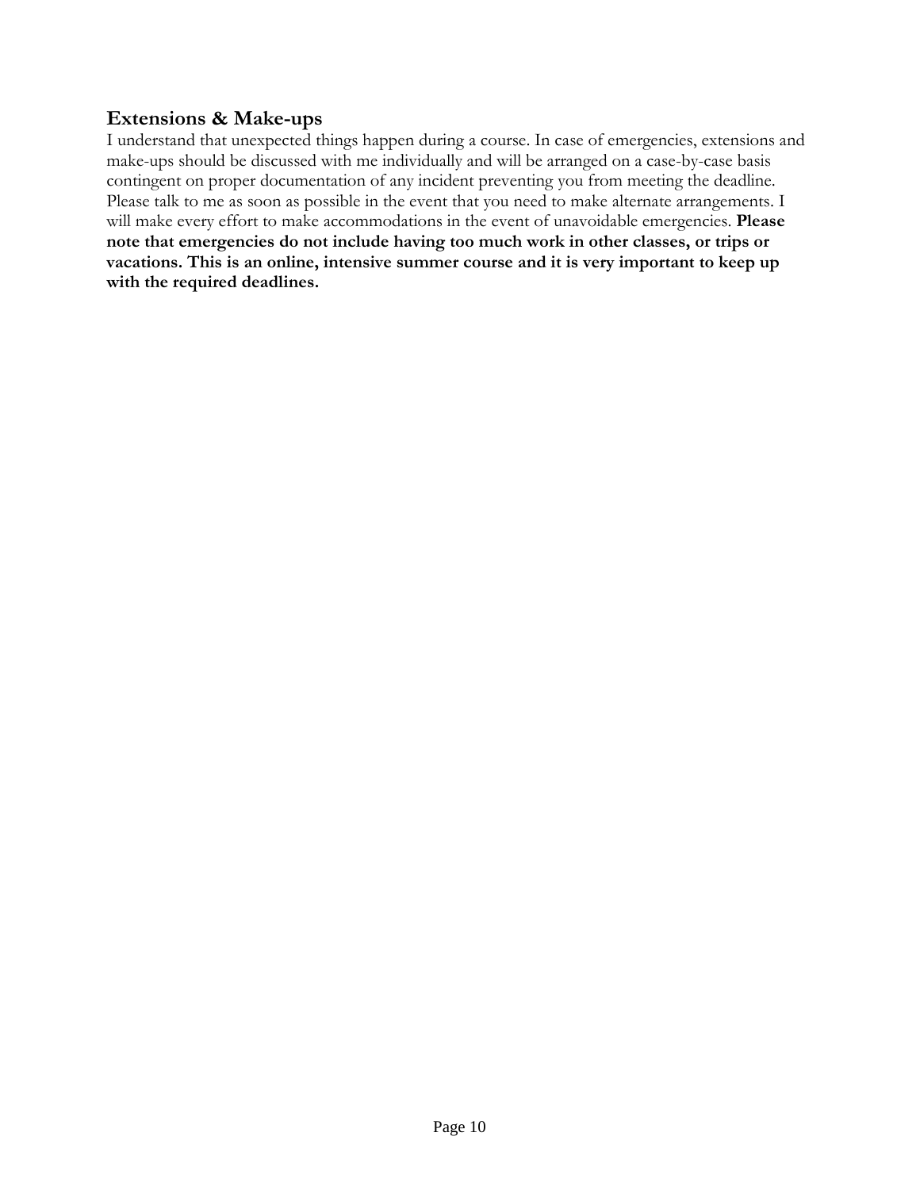## Extensions & Make-ups

I understand that unexpected things happen during a course. In case of emergencies, extensions and make-ups should be discussed with me individually and will be arranged on a case-by-case basis contingent on proper documentation of any incident preventing you from meeting the deadline. Please talk to me as soon as possible in the event that you need to make alternate arrangements. I will make every effort to make accommodations in the event of unavoidable emergencies. **Please note that emergencies do not include having too much work in other classes, or trips or vacations. This is an online, intensive summer course and it is very important to keep up with the required deadlines.**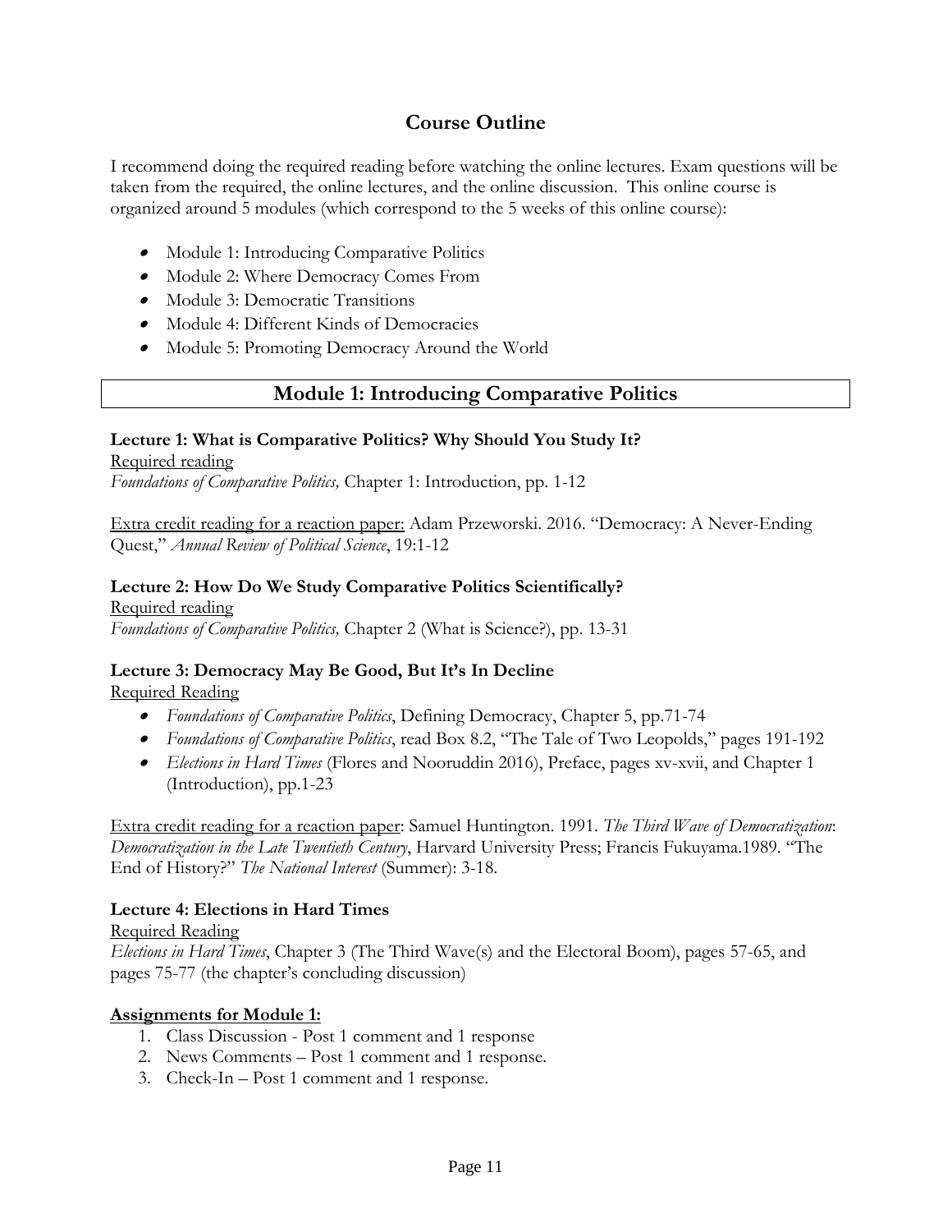## Course Outline

I recommend doing the required reading before watching the online lectures. Exam questions will be taken from the required, the online lectures, and the online discussion. This online course is organized around 5 modules (which correspond to the 5 weeks of this online course):

- Module 1: Introducing Comparative Politics
- Module 2: Where Democracy Comes From
- Module 3: Democratic Transitions
- Module 4: Different Kinds of Democracies
- Module 5: Promoting Democracy Around the World

## Module 1: Introducing Comparative Politics

**Lecture 1: What is Comparative Politics? Why Should You Study It?**

<u>Required reading</u>
*Foundations of Comparative Politics,* Chapter 1: Introduction, pp. 1-12

<u>Extra credit reading for a reaction paper:</u> Adam Przeworski. 2016. "Democracy: A Never-Ending Quest," *Annual Review of Political Science*, 19:1-12

**Lecture 2: How Do We Study Comparative Politics Scientifically?**

<u>Required reading</u>
*Foundations of Comparative Politics,* Chapter 2 (What is Science?), pp. 13-31

**Lecture 3: Democracy May Be Good, But It's In Decline**

<u>Required Reading</u>

- *Foundations of Comparative Politics*, Defining Democracy, Chapter 5, pp.71-74
- *Foundations of Comparative Politics*, read Box 8.2, "The Tale of Two Leopolds," pages 191-192
- *Elections in Hard Times* (Flores and Nooruddin 2016), Preface, pages xv-xvii, and Chapter 1 (Introduction), pp.1-23

<u>Extra credit reading for a reaction paper</u>: Samuel Huntington. 1991. *The Third Wave of Democratization*: *Democratization in the Late Twentieth Century*, Harvard University Press; Francis Fukuyama.1989. "The End of History?" *The National Interest* (Summer): 3-18.

**Lecture 4: Elections in Hard Times**

<u>Required Reading</u>
*Elections in Hard Times*, Chapter 3 (The Third Wave(s) and the Electoral Boom), pages 57-65, and pages 75-77 (the chapter's concluding discussion)

**<u>Assignments for Module 1:</u>**

1. Class Discussion - Post 1 comment and 1 response
2. News Comments – Post 1 comment and 1 response.
3. Check-In – Post 1 comment and 1 response.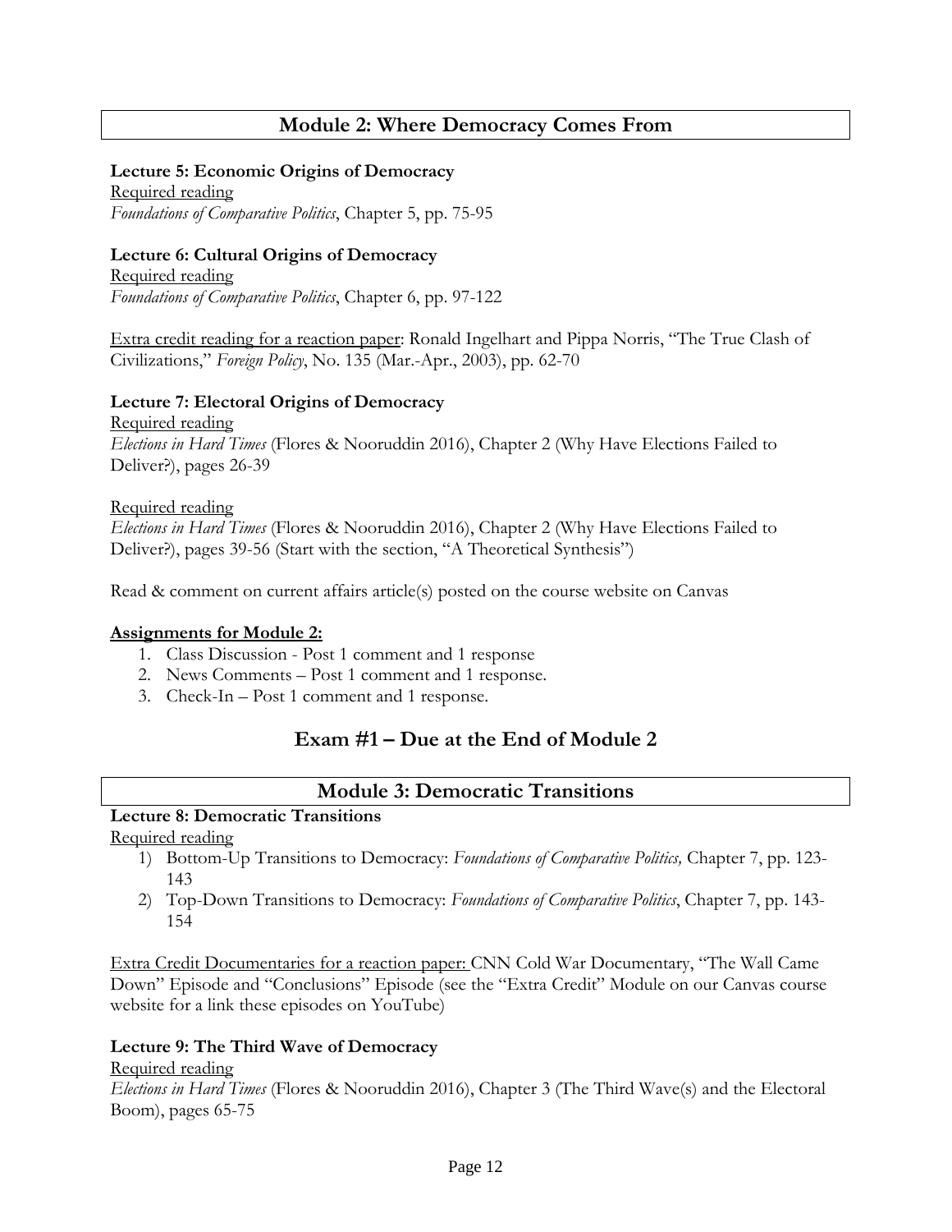## Module 2: Where Democracy Comes From

**Lecture 5: Economic Origins of Democracy**
Required reading
*Foundations of Comparative Politics*, Chapter 5, pp. 75-95

**Lecture 6: Cultural Origins of Democracy**
Required reading
*Foundations of Comparative Politics*, Chapter 6, pp. 97-122

Extra credit reading for a reaction paper: Ronald Ingelhart and Pippa Norris, "The True Clash of Civilizations," *Foreign Policy*, No. 135 (Mar.-Apr., 2003), pp. 62-70

**Lecture 7: Electoral Origins of Democracy**
Required reading
*Elections in Hard Times* (Flores & Nooruddin 2016), Chapter 2 (Why Have Elections Failed to Deliver?), pages 26-39

Required reading
*Elections in Hard Times* (Flores & Nooruddin 2016), Chapter 2 (Why Have Elections Failed to Deliver?), pages 39-56 (Start with the section, "A Theoretical Synthesis")

Read & comment on current affairs article(s) posted on the course website on Canvas

**Assignments for Module 2:**

1. Class Discussion - Post 1 comment and 1 response
2. News Comments – Post 1 comment and 1 response.
3. Check-In – Post 1 comment and 1 response.

## Exam #1 – Due at the End of Module 2

## Module 3: Democratic Transitions

**Lecture 8: Democratic Transitions**
Required reading

1) Bottom-Up Transitions to Democracy: *Foundations of Comparative Politics,* Chapter 7, pp. 123-143
2) Top-Down Transitions to Democracy: *Foundations of Comparative Politics*, Chapter 7, pp. 143-154

Extra Credit Documentaries for a reaction paper: CNN Cold War Documentary, "The Wall Came Down" Episode and "Conclusions" Episode (see the "Extra Credit" Module on our Canvas course website for a link these episodes on YouTube)

**Lecture 9: The Third Wave of Democracy**
Required reading
*Elections in Hard Times* (Flores & Nooruddin 2016), Chapter 3 (The Third Wave(s) and the Electoral Boom), pages 65-75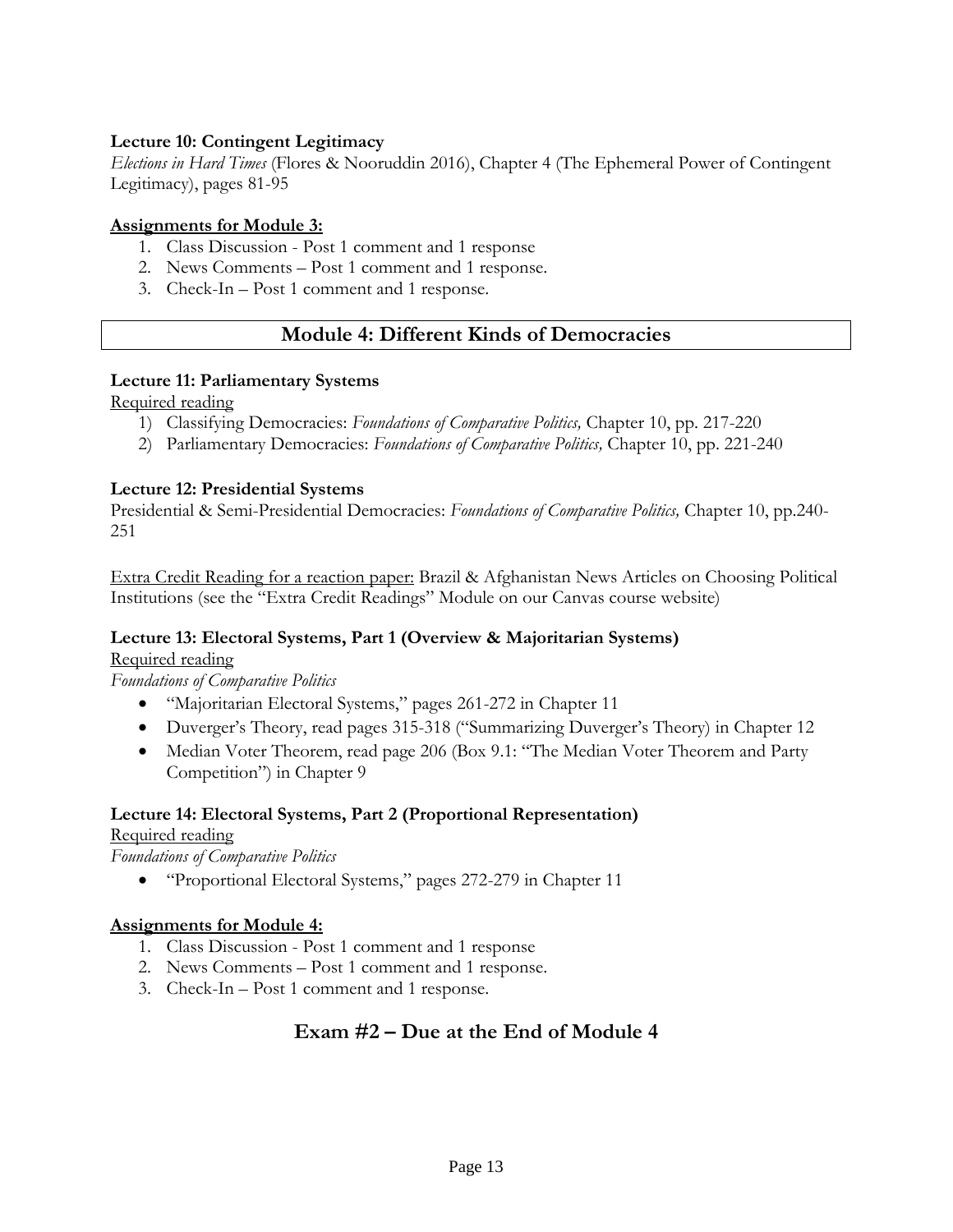**Lecture 10: Contingent Legitimacy**

*Elections in Hard Times* (Flores & Nooruddin 2016), Chapter 4 (The Ephemeral Power of Contingent Legitimacy), pages 81-95

**Assignments for Module 3:**

1. Class Discussion - Post 1 comment and 1 response
2. News Comments – Post 1 comment and 1 response.
3. Check-In – Post 1 comment and 1 response.

## Module 4: Different Kinds of Democracies

**Lecture 11: Parliamentary Systems**

Required reading

1) Classifying Democracies: *Foundations of Comparative Politics,* Chapter 10, pp. 217-220
2) Parliamentary Democracies: *Foundations of Comparative Politics,* Chapter 10, pp. 221-240

**Lecture 12: Presidential Systems**

Presidential & Semi-Presidential Democracies: *Foundations of Comparative Politics,* Chapter 10, pp.240-251

Extra Credit Reading for a reaction paper: Brazil & Afghanistan News Articles on Choosing Political Institutions (see the "Extra Credit Readings" Module on our Canvas course website)

**Lecture 13: Electoral Systems, Part 1 (Overview & Majoritarian Systems)**

Required reading

*Foundations of Comparative Politics*

- "Majoritarian Electoral Systems," pages 261-272 in Chapter 11
- Duverger's Theory, read pages 315-318 ("Summarizing Duverger's Theory) in Chapter 12
- Median Voter Theorem, read page 206 (Box 9.1: "The Median Voter Theorem and Party Competition") in Chapter 9

**Lecture 14: Electoral Systems, Part 2 (Proportional Representation)**

Required reading

*Foundations of Comparative Politics*

- "Proportional Electoral Systems," pages 272-279 in Chapter 11

**Assignments for Module 4:**

1. Class Discussion - Post 1 comment and 1 response
2. News Comments – Post 1 comment and 1 response.
3. Check-In – Post 1 comment and 1 response.

## Exam #2 – Due at the End of Module 4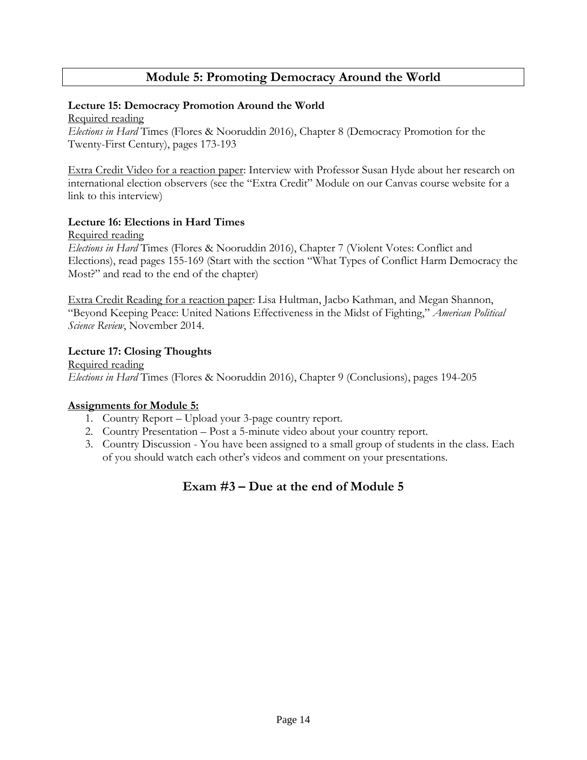## Module 5: Promoting Democracy Around the World

**Lecture 15: Democracy Promotion Around the World**

Required reading

*Elections in Hard* Times (Flores & Nooruddin 2016), Chapter 8 (Democracy Promotion for the Twenty-First Century), pages 173-193

Extra Credit Video for a reaction paper: Interview with Professor Susan Hyde about her research on international election observers (see the "Extra Credit" Module on our Canvas course website for a link to this interview)

**Lecture 16: Elections in Hard Times**

Required reading

*Elections in Hard* Times (Flores & Nooruddin 2016), Chapter 7 (Violent Votes: Conflict and Elections), read pages 155-169 (Start with the section "What Types of Conflict Harm Democracy the Most?" and read to the end of the chapter)

Extra Credit Reading for a reaction paper: Lisa Hultman, Jacbo Kathman, and Megan Shannon, "Beyond Keeping Peace: United Nations Effectiveness in the Midst of Fighting," *American Political Science Review*, November 2014.

**Lecture 17: Closing Thoughts**

Required reading

*Elections in Hard* Times (Flores & Nooruddin 2016), Chapter 9 (Conclusions), pages 194-205

**Assignments for Module 5:**

1. Country Report – Upload your 3-page country report.
2. Country Presentation – Post a 5-minute video about your country report.
3. Country Discussion - You have been assigned to a small group of students in the class. Each of you should watch each other's videos and comment on your presentations.

## Exam #3 – Due at the end of Module 5